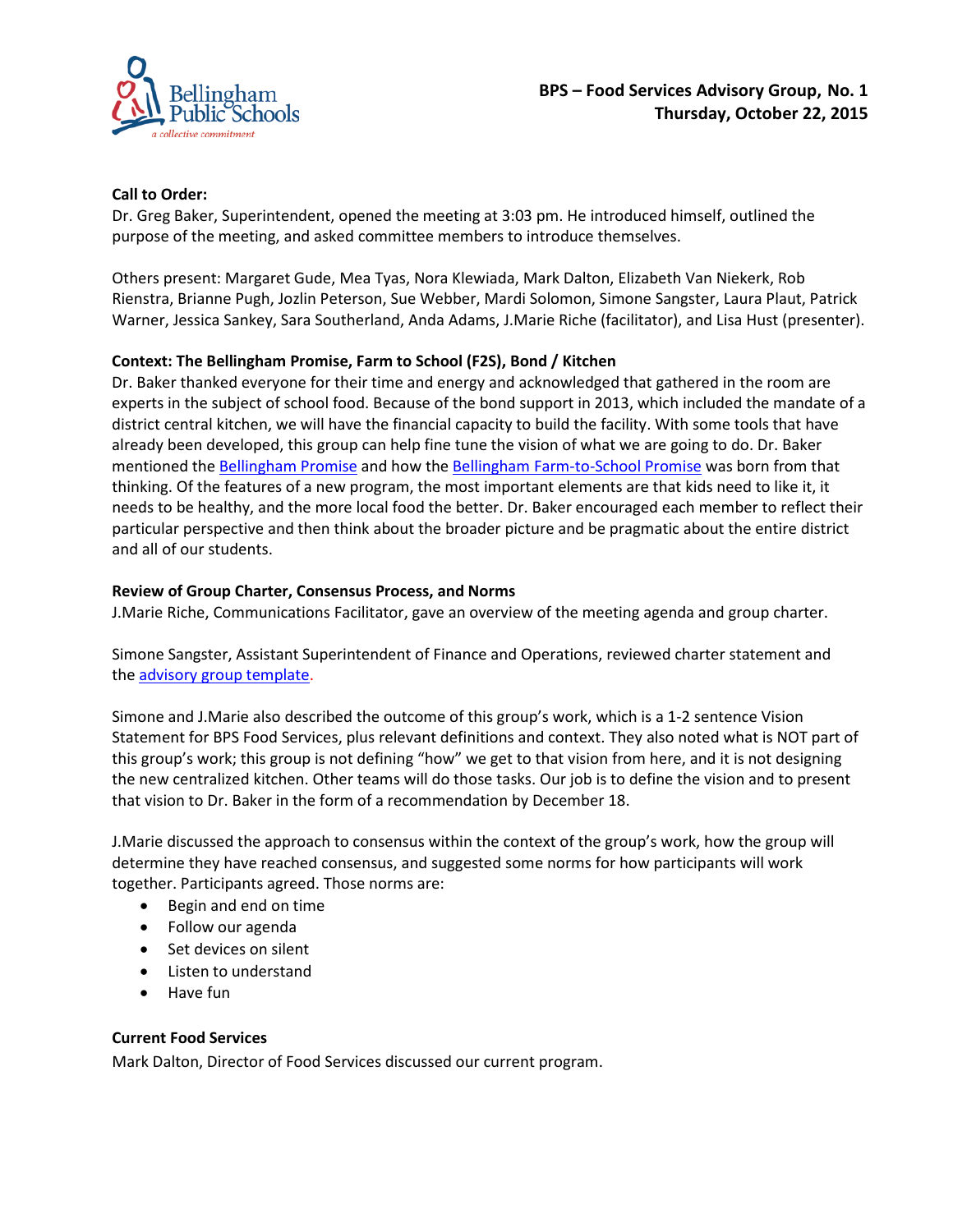**BPS – Food Services Advisory Group, No. 1**
**Thursday, October 22, 2015**

**Call to Order:**
Dr. Greg Baker, Superintendent, opened the meeting at 3:03 pm. He introduced himself, outlined the purpose of the meeting, and asked committee members to introduce themselves.

Others present: Margaret Gude, Mea Tyas, Nora Klewiada, Mark Dalton, Elizabeth Van Niekerk, Rob Rienstra, Brianne Pugh, Jozlin Peterson, Sue Webber, Mardi Solomon, Simone Sangster, Laura Plaut, Patrick Warner, Jessica Sankey, Sara Southerland, Anda Adams, J.Marie Riche (facilitator), and Lisa Hust (presenter).

**Context: The Bellingham Promise, Farm to School (F2S), Bond / Kitchen**
Dr. Baker thanked everyone for their time and energy and acknowledged that gathered in the room are experts in the subject of school food. Because of the bond support in 2013, which included the mandate of a district central kitchen, we will have the financial capacity to build the facility. With some tools that have already been developed, this group can help fine tune the vision of what we are going to do. Dr. Baker mentioned the Bellingham Promise and how the Bellingham Farm-to-School Promise was born from that thinking. Of the features of a new program, the most important elements are that kids need to like it, it needs to be healthy, and the more local food the better. Dr. Baker encouraged each member to reflect their particular perspective and then think about the broader picture and be pragmatic about the entire district and all of our students.

**Review of Group Charter, Consensus Process, and Norms**
J.Marie Riche, Communications Facilitator, gave an overview of the meeting agenda and group charter.

Simone Sangster, Assistant Superintendent of Finance and Operations, reviewed charter statement and the advisory group template.

Simone and J.Marie also described the outcome of this group's work, which is a 1-2 sentence Vision Statement for BPS Food Services, plus relevant definitions and context. They also noted what is NOT part of this group's work; this group is not defining "how" we get to that vision from here, and it is not designing the new centralized kitchen. Other teams will do those tasks. Our job is to define the vision and to present that vision to Dr. Baker in the form of a recommendation by December 18.

J.Marie discussed the approach to consensus within the context of the group's work, how the group will determine they have reached consensus, and suggested some norms for how participants will work together. Participants agreed. Those norms are:

- Begin and end on time
- Follow our agenda
- Set devices on silent
- Listen to understand
- Have fun

**Current Food Services**
Mark Dalton, Director of Food Services discussed our current program.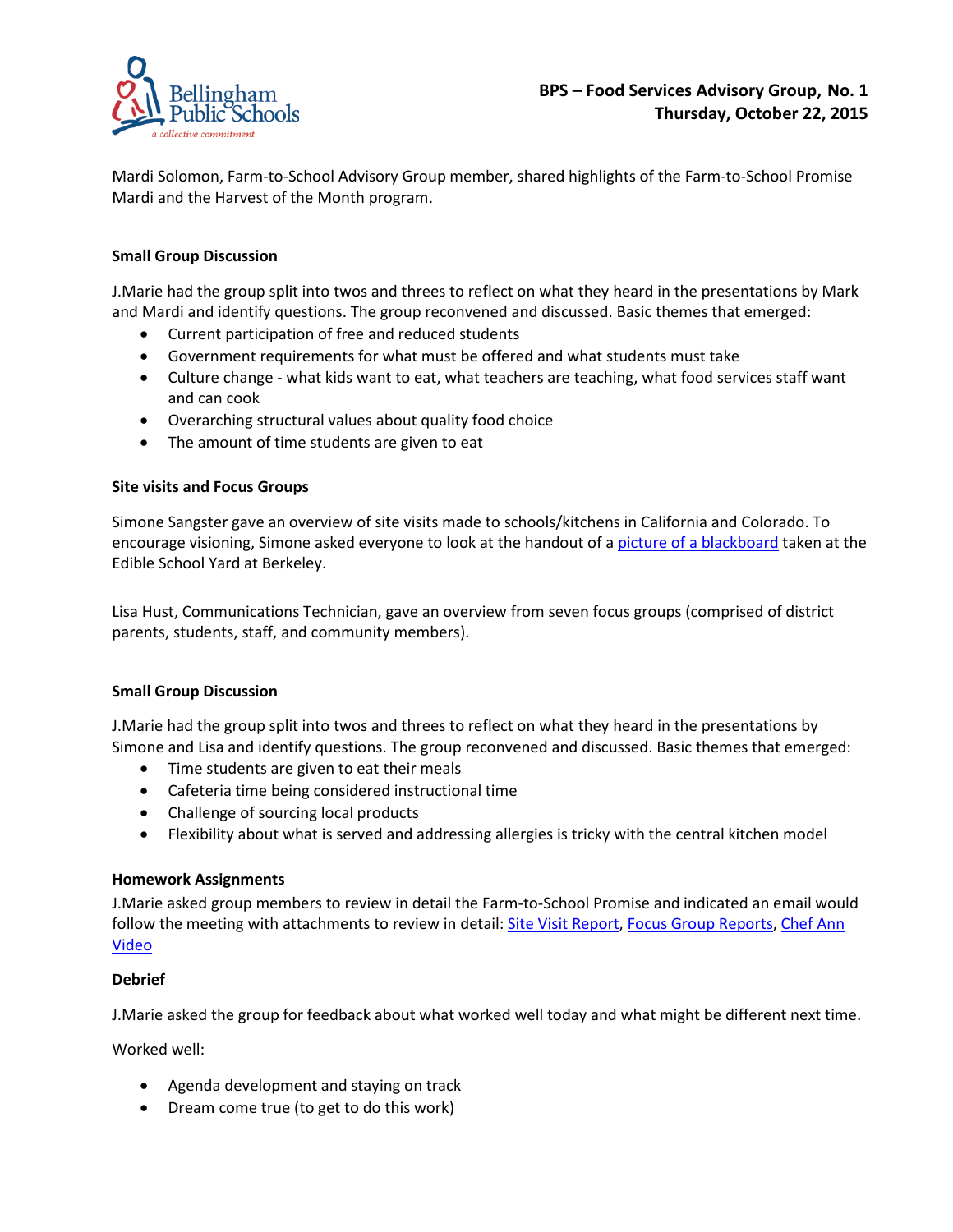Mardi Solomon, Farm-to-School Advisory Group member, shared highlights of the Farm-to-School Promise Mardi and the Harvest of the Month program.

**Small Group Discussion**

J.Marie had the group split into twos and threes to reflect on what they heard in the presentations by Mark and Mardi and identify questions. The group reconvened and discussed. Basic themes that emerged:

- Current participation of free and reduced students
- Government requirements for what must be offered and what students must take
- Culture change - what kids want to eat, what teachers are teaching, what food services staff want and can cook
- Overarching structural values about quality food choice
- The amount of time students are given to eat

**Site visits and Focus Groups**

Simone Sangster gave an overview of site visits made to schools/kitchens in California and Colorado. To encourage visioning, Simone asked everyone to look at the handout of a picture of a blackboard taken at the Edible School Yard at Berkeley.

Lisa Hust, Communications Technician, gave an overview from seven focus groups (comprised of district parents, students, staff, and community members).

**Small Group Discussion**

J.Marie had the group split into twos and threes to reflect on what they heard in the presentations by Simone and Lisa and identify questions. The group reconvened and discussed. Basic themes that emerged:

- Time students are given to eat their meals
- Cafeteria time being considered instructional time
- Challenge of sourcing local products
- Flexibility about what is served and addressing allergies is tricky with the central kitchen model

**Homework Assignments**

J.Marie asked group members to review in detail the Farm-to-School Promise and indicated an email would follow the meeting with attachments to review in detail: Site Visit Report, Focus Group Reports, Chef Ann Video

**Debrief**

J.Marie asked the group for feedback about what worked well today and what might be different next time.

Worked well:

- Agenda development and staying on track
- Dream come true (to get to do this work)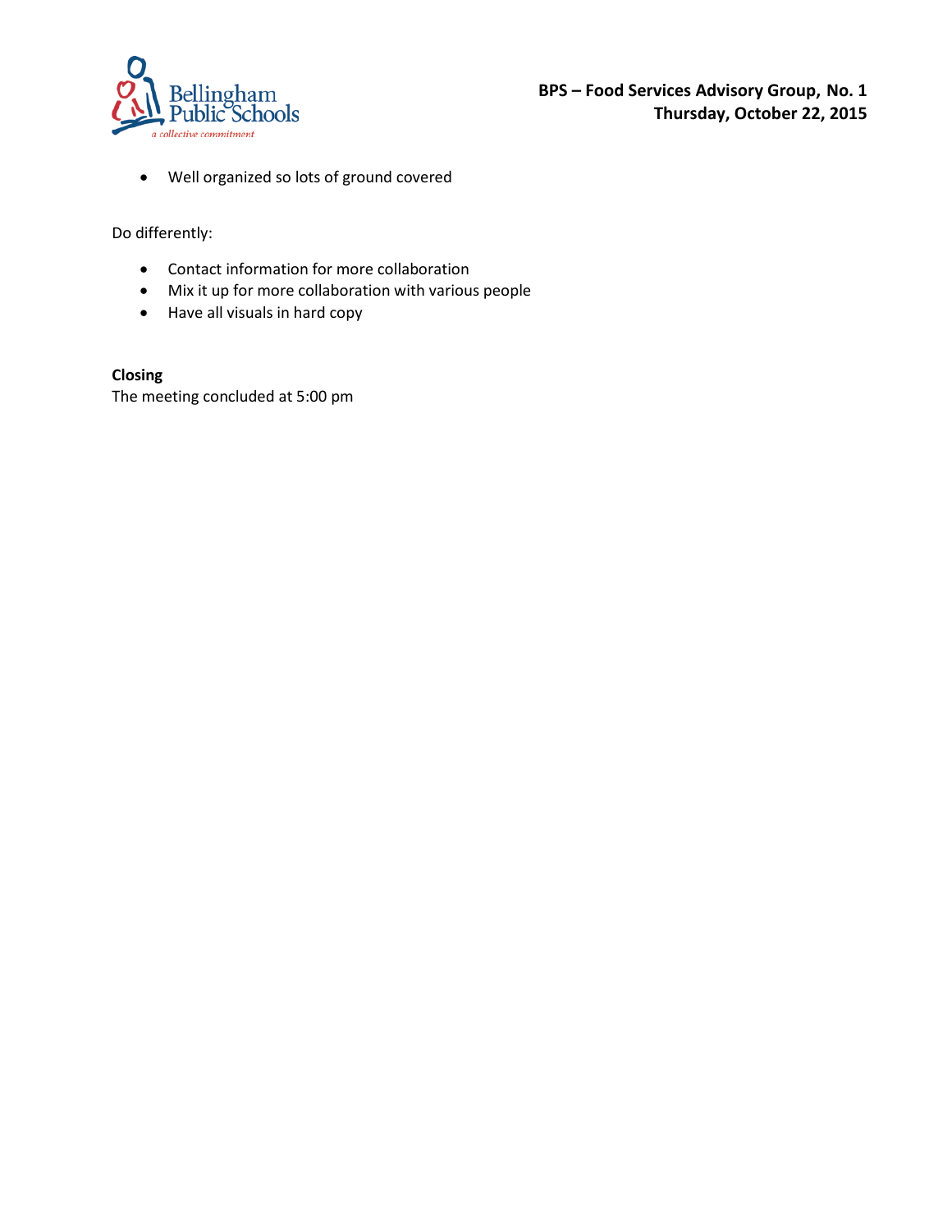- Well organized so lots of ground covered

Do differently:

- Contact information for more collaboration
- Mix it up for more collaboration with various people
- Have all visuals in hard copy

**Closing**

The meeting concluded at 5:00 pm